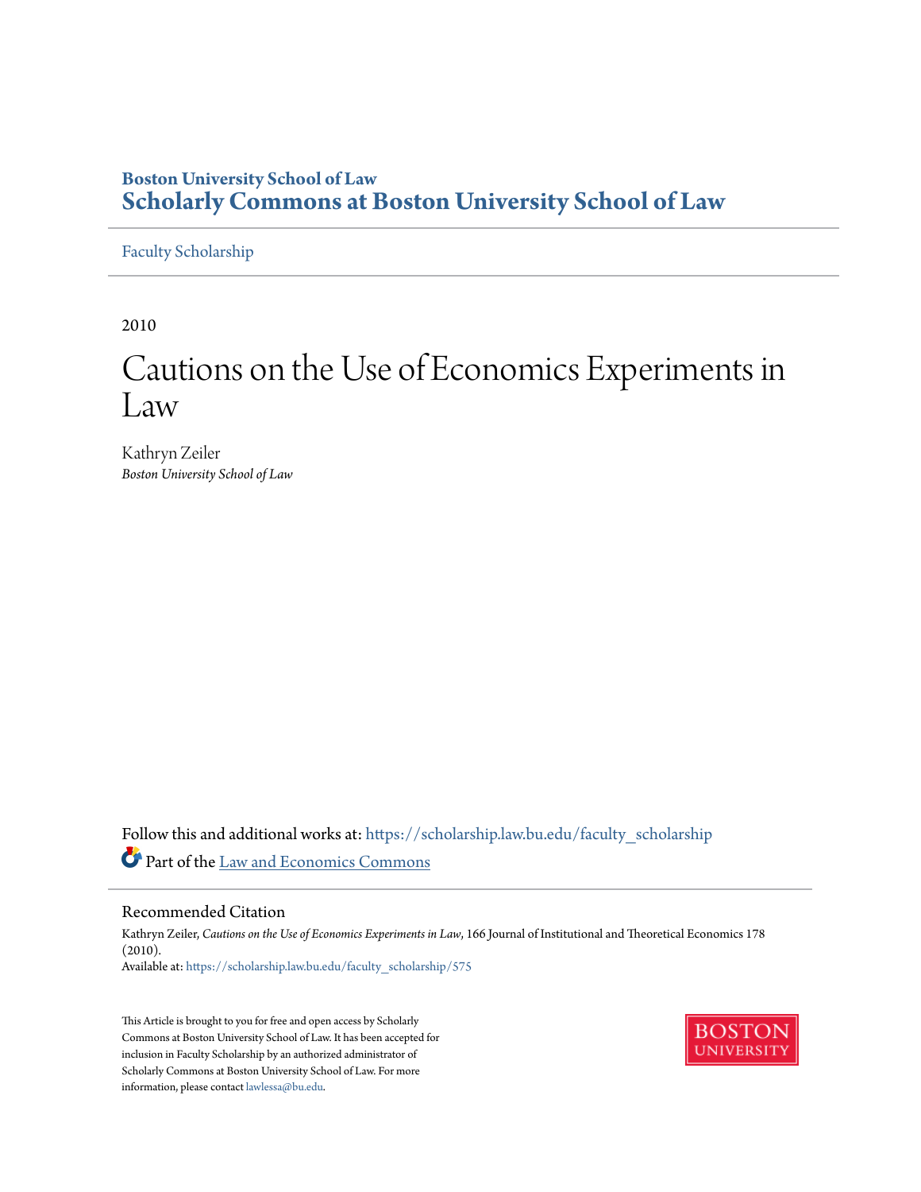Boston University School of Law

# Scholarly Commons at Boston University School of Law

Faculty Scholarship

2010

# Cautions on the Use of Economics Experiments in Law

Kathryn Zeiler

*Boston University School of Law*

Follow this and additional works at: https://scholarship.law.bu.edu/faculty_scholarship

Part of the Law and Economics Commons

## Recommended Citation

Kathryn Zeiler, *Cautions on the Use of Economics Experiments in Law*, 166 Journal of Institutional and Theoretical Economics 178 (2010).

Available at: https://scholarship.law.bu.edu/faculty_scholarship/575

This Article is brought to you for free and open access by Scholarly Commons at Boston University School of Law. It has been accepted for inclusion in Faculty Scholarship by an authorized administrator of Scholarly Commons at Boston University School of Law. For more information, please contact lawlessa@bu.edu.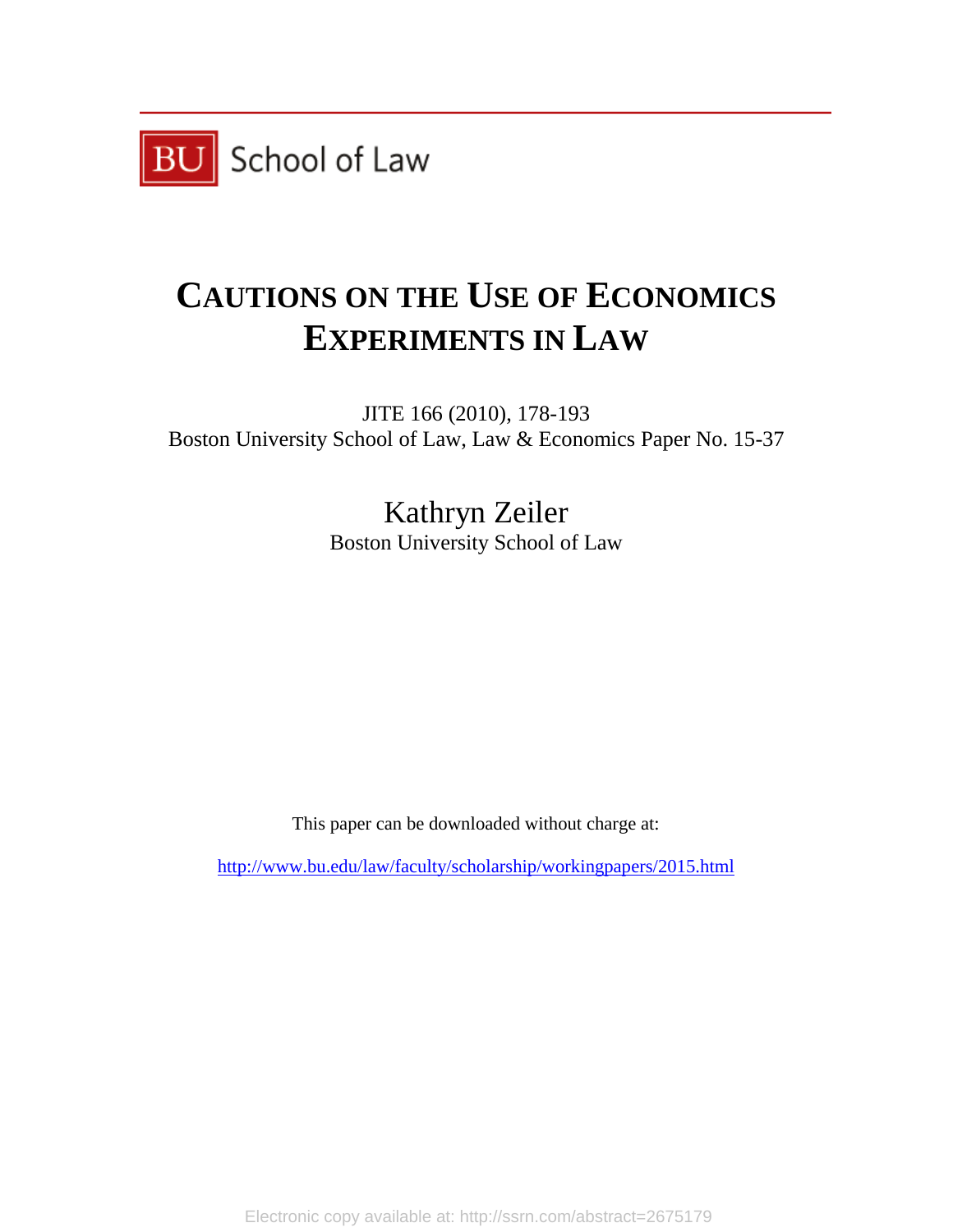BU School of Law

# CAUTIONS ON THE USE OF ECONOMICS EXPERIMENTS IN LAW

JITE 166 (2010), 178-193
Boston University School of Law, Law & Economics Paper No. 15-37

Kathryn Zeiler
Boston University School of Law

This paper can be downloaded without charge at:

http://www.bu.edu/law/faculty/scholarship/workingpapers/2015.html

Electronic copy available at: http://ssrn.com/abstract=2675179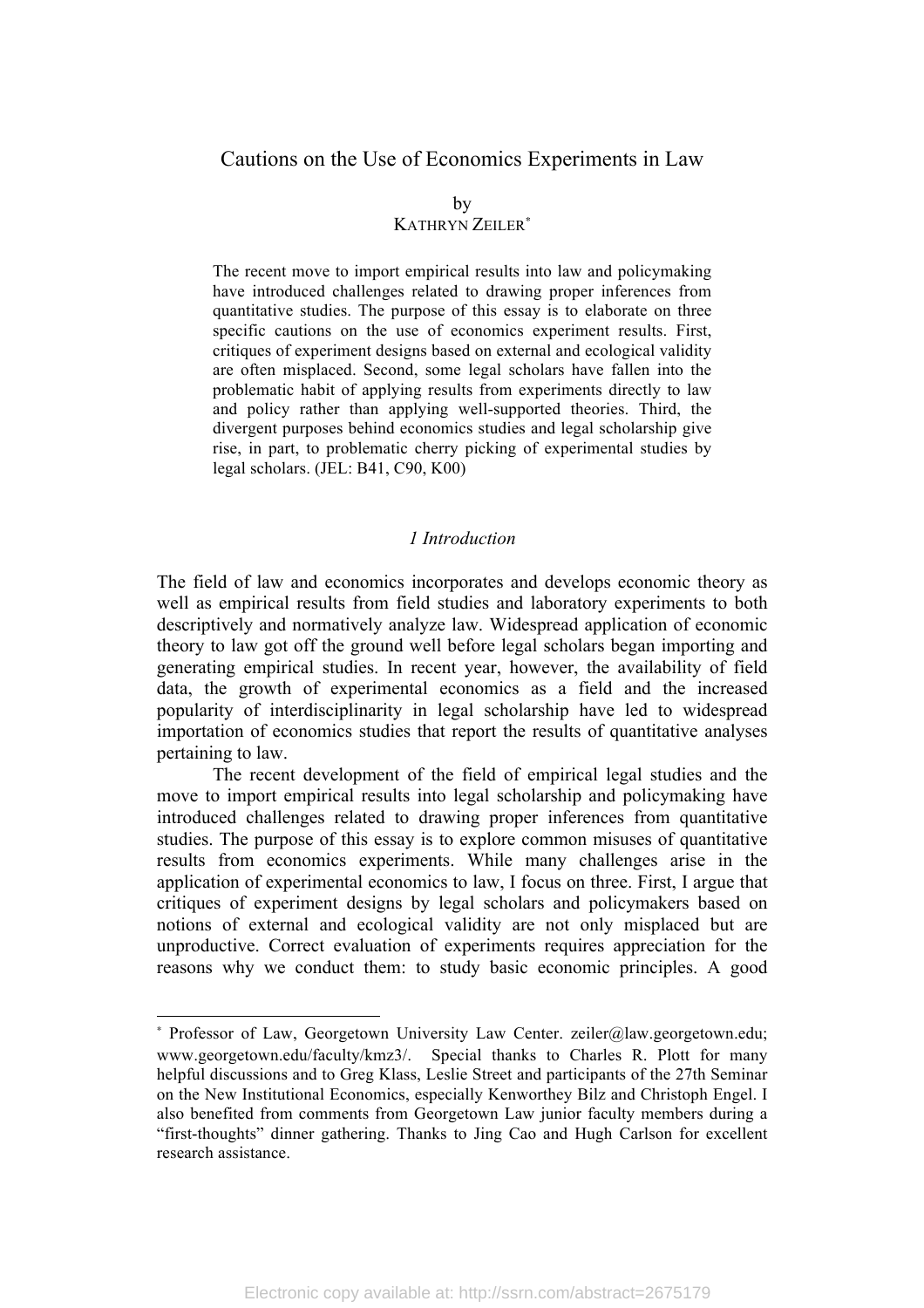# Cautions on the Use of Economics Experiments in Law

by

KATHRYN ZEILER[*]

The recent move to import empirical results into law and policymaking have introduced challenges related to drawing proper inferences from quantitative studies. The purpose of this essay is to elaborate on three specific cautions on the use of economics experiment results. First, critiques of experiment designs based on external and ecological validity are often misplaced. Second, some legal scholars have fallen into the problematic habit of applying results from experiments directly to law and policy rather than applying well-supported theories. Third, the divergent purposes behind economics studies and legal scholarship give rise, in part, to problematic cherry picking of experimental studies by legal scholars. (JEL: B41, C90, K00)

## *1 Introduction*

The field of law and economics incorporates and develops economic theory as well as empirical results from field studies and laboratory experiments to both descriptively and normatively analyze law. Widespread application of economic theory to law got off the ground well before legal scholars began importing and generating empirical studies. In recent year, however, the availability of field data, the growth of experimental economics as a field and the increased popularity of interdisciplinarity in legal scholarship have led to widespread importation of economics studies that report the results of quantitative analyses pertaining to law.

The recent development of the field of empirical legal studies and the move to import empirical results into legal scholarship and policymaking have introduced challenges related to drawing proper inferences from quantitative studies. The purpose of this essay is to explore common misuses of quantitative results from economics experiments. While many challenges arise in the application of experimental economics to law, I focus on three. First, I argue that critiques of experiment designs by legal scholars and policymakers based on notions of external and ecological validity are not only misplaced but are unproductive. Correct evaluation of experiments requires appreciation for the reasons why we conduct them: to study basic economic principles. A good

---

[*] Professor of Law, Georgetown University Law Center. zeiler@law.georgetown.edu; www.georgetown.edu/faculty/kmz3/. Special thanks to Charles R. Plott for many helpful discussions and to Greg Klass, Leslie Street and participants of the 27th Seminar on the New Institutional Economics, especially Kenworthey Bilz and Christoph Engel. I also benefited from comments from Georgetown Law junior faculty members during a "first-thoughts" dinner gathering. Thanks to Jing Cao and Hugh Carlson for excellent research assistance.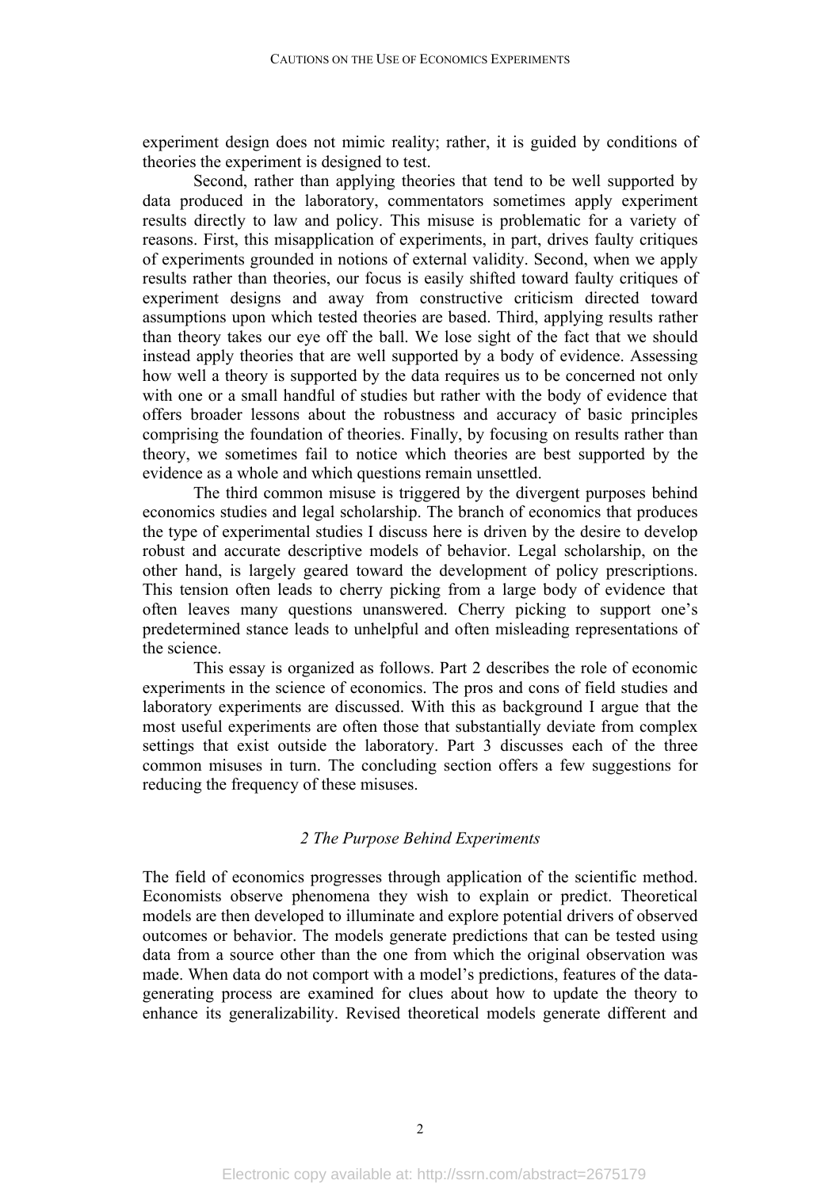experiment design does not mimic reality; rather, it is guided by conditions of theories the experiment is designed to test.

Second, rather than applying theories that tend to be well supported by data produced in the laboratory, commentators sometimes apply experiment results directly to law and policy. This misuse is problematic for a variety of reasons. First, this misapplication of experiments, in part, drives faulty critiques of experiments grounded in notions of external validity. Second, when we apply results rather than theories, our focus is easily shifted toward faulty critiques of experiment designs and away from constructive criticism directed toward assumptions upon which tested theories are based. Third, applying results rather than theory takes our eye off the ball. We lose sight of the fact that we should instead apply theories that are well supported by a body of evidence. Assessing how well a theory is supported by the data requires us to be concerned not only with one or a small handful of studies but rather with the body of evidence that offers broader lessons about the robustness and accuracy of basic principles comprising the foundation of theories. Finally, by focusing on results rather than theory, we sometimes fail to notice which theories are best supported by the evidence as a whole and which questions remain unsettled.

The third common misuse is triggered by the divergent purposes behind economics studies and legal scholarship. The branch of economics that produces the type of experimental studies I discuss here is driven by the desire to develop robust and accurate descriptive models of behavior. Legal scholarship, on the other hand, is largely geared toward the development of policy prescriptions. This tension often leads to cherry picking from a large body of evidence that often leaves many questions unanswered. Cherry picking to support one's predetermined stance leads to unhelpful and often misleading representations of the science.

This essay is organized as follows. Part 2 describes the role of economic experiments in the science of economics. The pros and cons of field studies and laboratory experiments are discussed. With this as background I argue that the most useful experiments are often those that substantially deviate from complex settings that exist outside the laboratory. Part 3 discusses each of the three common misuses in turn. The concluding section offers a few suggestions for reducing the frequency of these misuses.

## *2 The Purpose Behind Experiments*

The field of economics progresses through application of the scientific method. Economists observe phenomena they wish to explain or predict. Theoretical models are then developed to illuminate and explore potential drivers of observed outcomes or behavior. The models generate predictions that can be tested using data from a source other than the one from which the original observation was made. When data do not comport with a model's predictions, features of the data-generating process are examined for clues about how to update the theory to enhance its generalizability. Revised theoretical models generate different and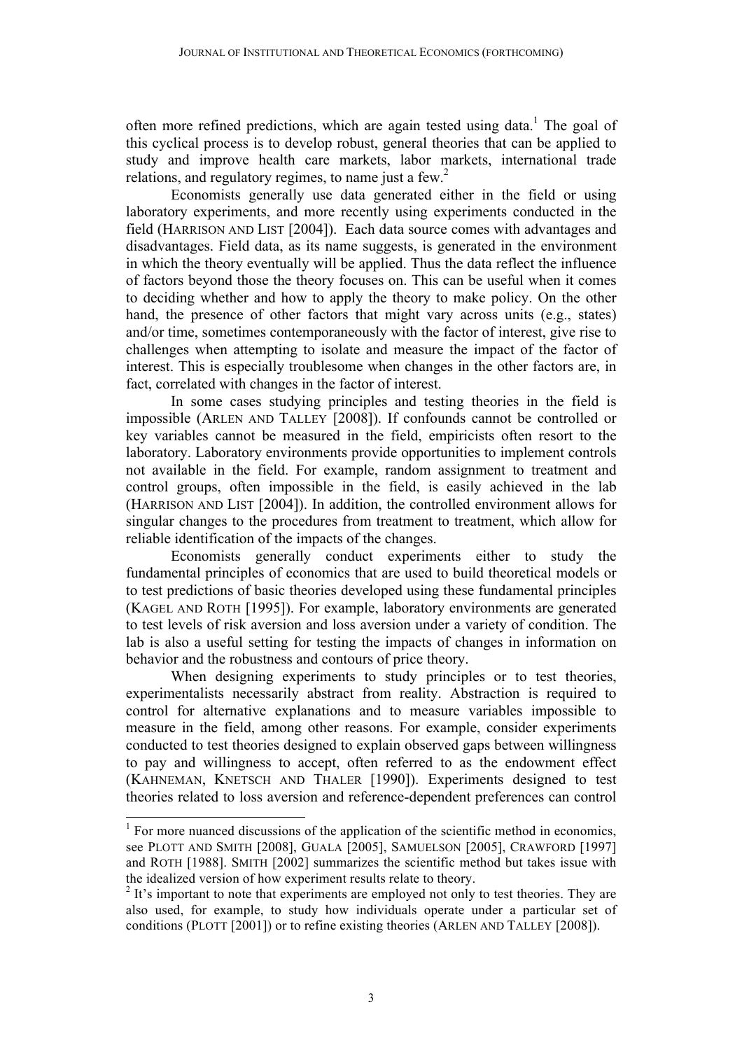often more refined predictions, which are again tested using data.[1] The goal of this cyclical process is to develop robust, general theories that can be applied to study and improve health care markets, labor markets, international trade relations, and regulatory regimes, to name just a few.[2]

Economists generally use data generated either in the field or using laboratory experiments, and more recently using experiments conducted in the field (HARRISON AND LIST [2004]). Each data source comes with advantages and disadvantages. Field data, as its name suggests, is generated in the environment in which the theory eventually will be applied. Thus the data reflect the influence of factors beyond those the theory focuses on. This can be useful when it comes to deciding whether and how to apply the theory to make policy. On the other hand, the presence of other factors that might vary across units (e.g., states) and/or time, sometimes contemporaneously with the factor of interest, give rise to challenges when attempting to isolate and measure the impact of the factor of interest. This is especially troublesome when changes in the other factors are, in fact, correlated with changes in the factor of interest.

In some cases studying principles and testing theories in the field is impossible (ARLEN AND TALLEY [2008]). If confounds cannot be controlled or key variables cannot be measured in the field, empiricists often resort to the laboratory. Laboratory environments provide opportunities to implement controls not available in the field. For example, random assignment to treatment and control groups, often impossible in the field, is easily achieved in the lab (HARRISON AND LIST [2004]). In addition, the controlled environment allows for singular changes to the procedures from treatment to treatment, which allow for reliable identification of the impacts of the changes.

Economists generally conduct experiments either to study the fundamental principles of economics that are used to build theoretical models or to test predictions of basic theories developed using these fundamental principles (KAGEL AND ROTH [1995]). For example, laboratory environments are generated to test levels of risk aversion and loss aversion under a variety of condition. The lab is also a useful setting for testing the impacts of changes in information on behavior and the robustness and contours of price theory.

When designing experiments to study principles or to test theories, experimentalists necessarily abstract from reality. Abstraction is required to control for alternative explanations and to measure variables impossible to measure in the field, among other reasons. For example, consider experiments conducted to test theories designed to explain observed gaps between willingness to pay and willingness to accept, often referred to as the endowment effect (KAHNEMAN, KNETSCH AND THALER [1990]). Experiments designed to test theories related to loss aversion and reference-dependent preferences can control

---

[1] For more nuanced discussions of the application of the scientific method in economics, see PLOTT AND SMITH [2008], GUALA [2005], SAMUELSON [2005], CRAWFORD [1997] and ROTH [1988]. SMITH [2002] summarizes the scientific method but takes issue with the idealized version of how experiment results relate to theory.

[2] It's important to note that experiments are employed not only to test theories. They are also used, for example, to study how individuals operate under a particular set of conditions (PLOTT [2001]) or to refine existing theories (ARLEN AND TALLEY [2008]).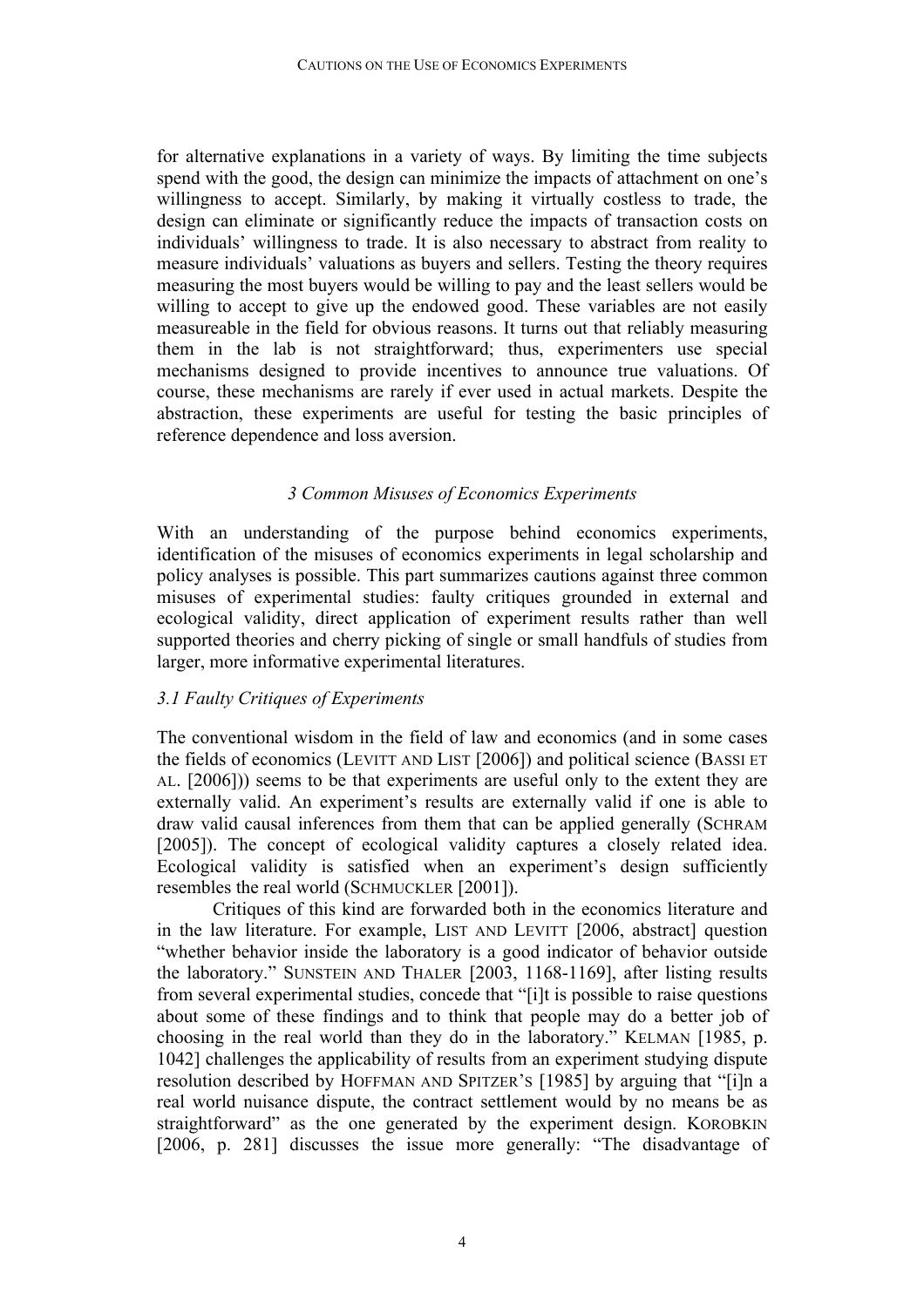for alternative explanations in a variety of ways. By limiting the time subjects spend with the good, the design can minimize the impacts of attachment on one's willingness to accept. Similarly, by making it virtually costless to trade, the design can eliminate or significantly reduce the impacts of transaction costs on individuals' willingness to trade. It is also necessary to abstract from reality to measure individuals' valuations as buyers and sellers. Testing the theory requires measuring the most buyers would be willing to pay and the least sellers would be willing to accept to give up the endowed good. These variables are not easily measureable in the field for obvious reasons. It turns out that reliably measuring them in the lab is not straightforward; thus, experimenters use special mechanisms designed to provide incentives to announce true valuations. Of course, these mechanisms are rarely if ever used in actual markets. Despite the abstraction, these experiments are useful for testing the basic principles of reference dependence and loss aversion.

## *3 Common Misuses of Economics Experiments*

With an understanding of the purpose behind economics experiments, identification of the misuses of economics experiments in legal scholarship and policy analyses is possible. This part summarizes cautions against three common misuses of experimental studies: faulty critiques grounded in external and ecological validity, direct application of experiment results rather than well supported theories and cherry picking of single or small handfuls of studies from larger, more informative experimental literatures.

### *3.1 Faulty Critiques of Experiments*

The conventional wisdom in the field of law and economics (and in some cases the fields of economics (Levitt and List [2006]) and political science (Bassi et al. [2006])) seems to be that experiments are useful only to the extent they are externally valid. An experiment's results are externally valid if one is able to draw valid causal inferences from them that can be applied generally (Schram [2005]). The concept of ecological validity captures a closely related idea. Ecological validity is satisfied when an experiment's design sufficiently resembles the real world (Schmuckler [2001]).

Critiques of this kind are forwarded both in the economics literature and in the law literature. For example, List and Levitt [2006, abstract] question "whether behavior inside the laboratory is a good indicator of behavior outside the laboratory." Sunstein and Thaler [2003, 1168-1169], after listing results from several experimental studies, concede that "[i]t is possible to raise questions about some of these findings and to think that people may do a better job of choosing in the real world than they do in the laboratory." Kelman [1985, p. 1042] challenges the applicability of results from an experiment studying dispute resolution described by Hoffman and Spitzer's [1985] by arguing that "[i]n a real world nuisance dispute, the contract settlement would by no means be as straightforward" as the one generated by the experiment design. Korobkin [2006, p. 281] discusses the issue more generally: "The disadvantage of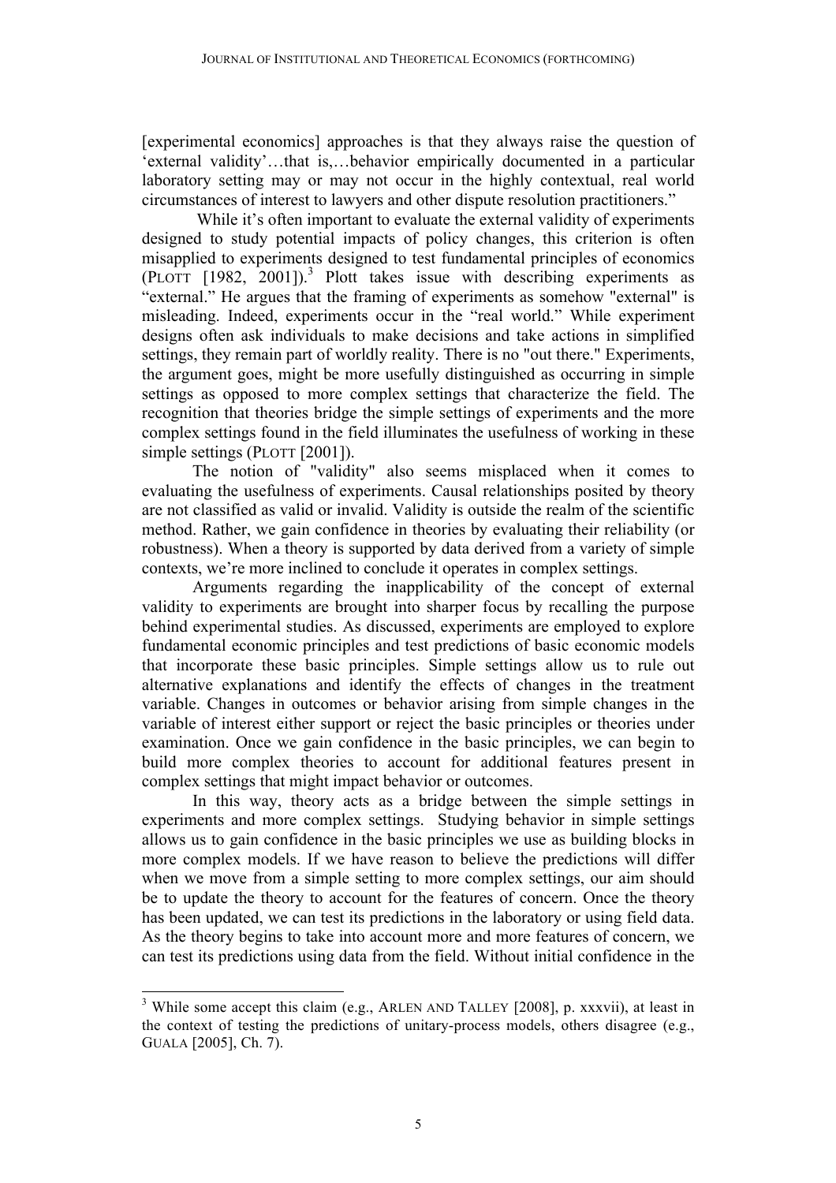[experimental economics] approaches is that they always raise the question of 'external validity'…that is,…behavior empirically documented in a particular laboratory setting may or may not occur in the highly contextual, real world circumstances of interest to lawyers and other dispute resolution practitioners."

While it's often important to evaluate the external validity of experiments designed to study potential impacts of policy changes, this criterion is often misapplied to experiments designed to test fundamental principles of economics (PLOTT [1982, 2001]).[3] Plott takes issue with describing experiments as "external." He argues that the framing of experiments as somehow "external" is misleading. Indeed, experiments occur in the "real world." While experiment designs often ask individuals to make decisions and take actions in simplified settings, they remain part of worldly reality. There is no "out there." Experiments, the argument goes, might be more usefully distinguished as occurring in simple settings as opposed to more complex settings that characterize the field. The recognition that theories bridge the simple settings of experiments and the more complex settings found in the field illuminates the usefulness of working in these simple settings (PLOTT [2001]).

The notion of "validity" also seems misplaced when it comes to evaluating the usefulness of experiments. Causal relationships posited by theory are not classified as valid or invalid. Validity is outside the realm of the scientific method. Rather, we gain confidence in theories by evaluating their reliability (or robustness). When a theory is supported by data derived from a variety of simple contexts, we're more inclined to conclude it operates in complex settings.

Arguments regarding the inapplicability of the concept of external validity to experiments are brought into sharper focus by recalling the purpose behind experimental studies. As discussed, experiments are employed to explore fundamental economic principles and test predictions of basic economic models that incorporate these basic principles. Simple settings allow us to rule out alternative explanations and identify the effects of changes in the treatment variable. Changes in outcomes or behavior arising from simple changes in the variable of interest either support or reject the basic principles or theories under examination. Once we gain confidence in the basic principles, we can begin to build more complex theories to account for additional features present in complex settings that might impact behavior or outcomes.

In this way, theory acts as a bridge between the simple settings in experiments and more complex settings. Studying behavior in simple settings allows us to gain confidence in the basic principles we use as building blocks in more complex models. If we have reason to believe the predictions will differ when we move from a simple setting to more complex settings, our aim should be to update the theory to account for the features of concern. Once the theory has been updated, we can test its predictions in the laboratory or using field data. As the theory begins to take into account more and more features of concern, we can test its predictions using data from the field. Without initial confidence in the

[3] While some accept this claim (e.g., ARLEN AND TALLEY [2008], p. xxxvii), at least in the context of testing the predictions of unitary-process models, others disagree (e.g., GUALA [2005], Ch. 7).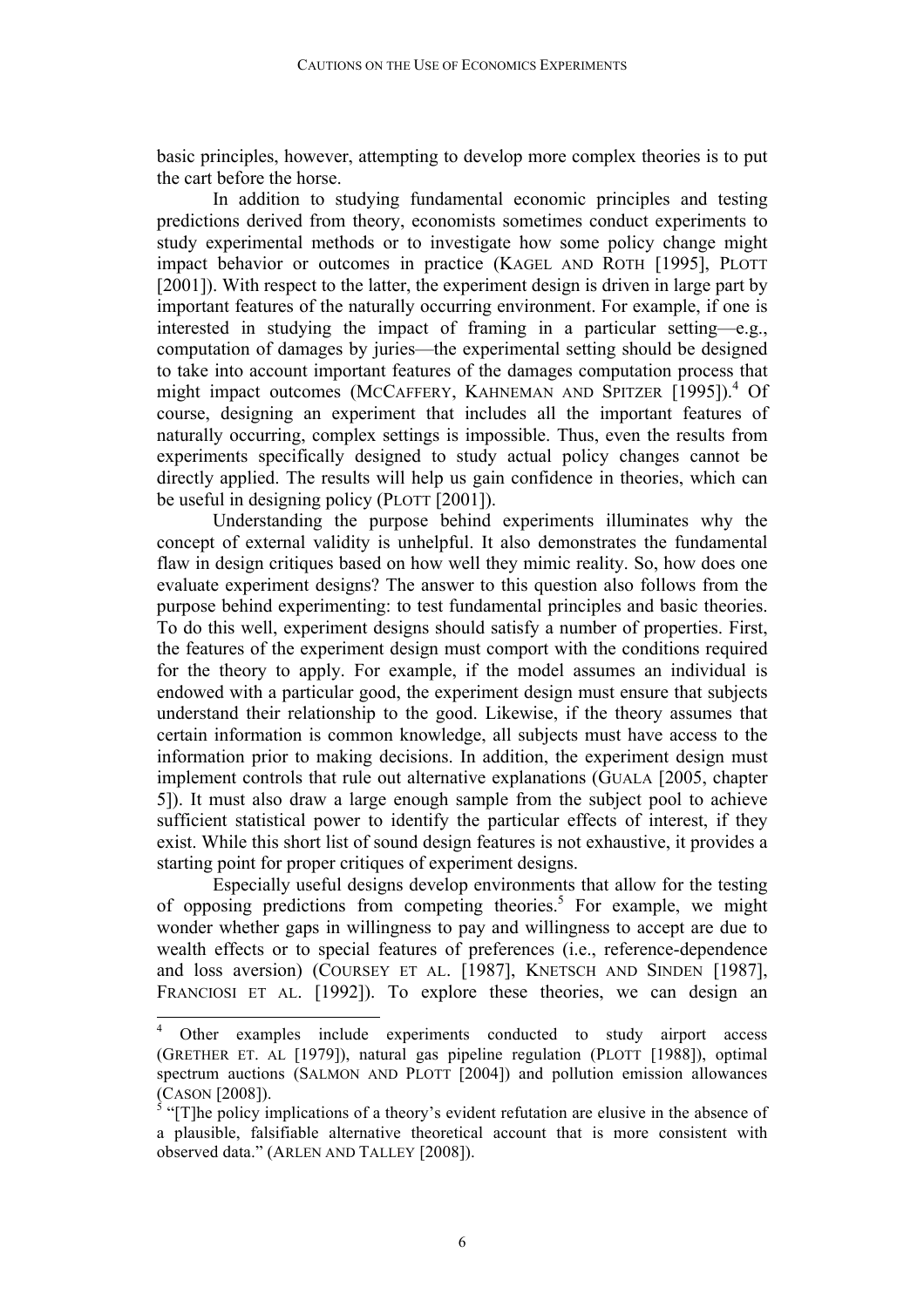basic principles, however, attempting to develop more complex theories is to put the cart before the horse.

In addition to studying fundamental economic principles and testing predictions derived from theory, economists sometimes conduct experiments to study experimental methods or to investigate how some policy change might impact behavior or outcomes in practice (KAGEL AND ROTH [1995], PLOTT [2001]). With respect to the latter, the experiment design is driven in large part by important features of the naturally occurring environment. For example, if one is interested in studying the impact of framing in a particular setting—e.g., computation of damages by juries—the experimental setting should be designed to take into account important features of the damages computation process that might impact outcomes (MCCAFFERY, KAHNEMAN AND SPITZER [1995]).[4] Of course, designing an experiment that includes all the important features of naturally occurring, complex settings is impossible. Thus, even the results from experiments specifically designed to study actual policy changes cannot be directly applied. The results will help us gain confidence in theories, which can be useful in designing policy (PLOTT [2001]).

Understanding the purpose behind experiments illuminates why the concept of external validity is unhelpful. It also demonstrates the fundamental flaw in design critiques based on how well they mimic reality. So, how does one evaluate experiment designs? The answer to this question also follows from the purpose behind experimenting: to test fundamental principles and basic theories. To do this well, experiment designs should satisfy a number of properties. First, the features of the experiment design must comport with the conditions required for the theory to apply. For example, if the model assumes an individual is endowed with a particular good, the experiment design must ensure that subjects understand their relationship to the good. Likewise, if the theory assumes that certain information is common knowledge, all subjects must have access to the information prior to making decisions. In addition, the experiment design must implement controls that rule out alternative explanations (GUALA [2005, chapter 5]). It must also draw a large enough sample from the subject pool to achieve sufficient statistical power to identify the particular effects of interest, if they exist. While this short list of sound design features is not exhaustive, it provides a starting point for proper critiques of experiment designs.

Especially useful designs develop environments that allow for the testing of opposing predictions from competing theories.[5] For example, we might wonder whether gaps in willingness to pay and willingness to accept are due to wealth effects or to special features of preferences (i.e., reference-dependence and loss aversion) (COURSEY ET AL. [1987], KNETSCH AND SINDEN [1987], FRANCIOSI ET AL. [1992]). To explore these theories, we can design an

---

[4] Other examples include experiments conducted to study airport access (GRETHER ET. AL [1979]), natural gas pipeline regulation (PLOTT [1988]), optimal spectrum auctions (SALMON AND PLOTT [2004]) and pollution emission allowances (CASON [2008]).

[5] "[T]he policy implications of a theory's evident refutation are elusive in the absence of a plausible, falsifiable alternative theoretical account that is more consistent with observed data." (ARLEN AND TALLEY [2008]).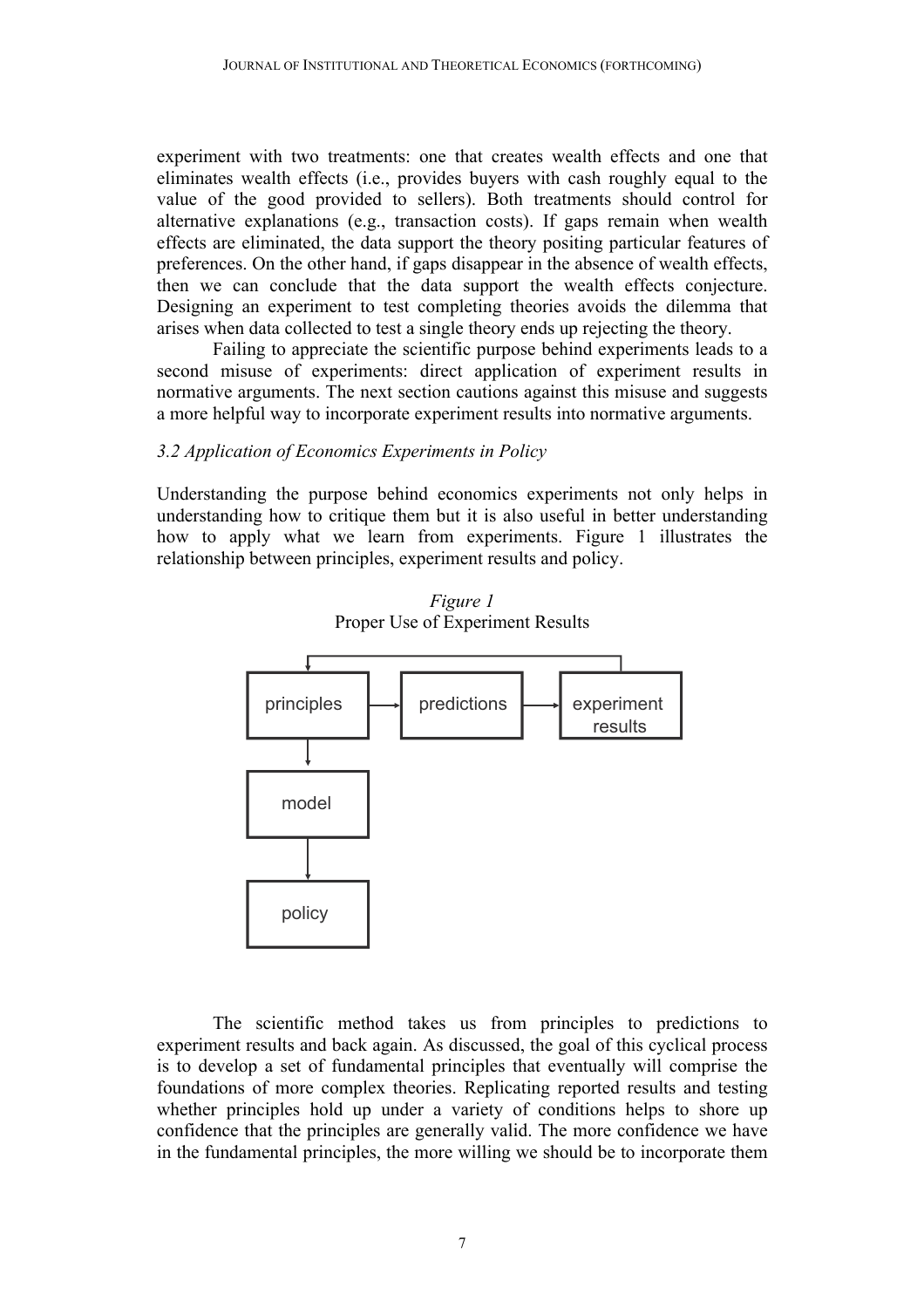experiment with two treatments: one that creates wealth effects and one that eliminates wealth effects (i.e., provides buyers with cash roughly equal to the value of the good provided to sellers). Both treatments should control for alternative explanations (e.g., transaction costs). If gaps remain when wealth effects are eliminated, the data support the theory positing particular features of preferences. On the other hand, if gaps disappear in the absence of wealth effects, then we can conclude that the data support the wealth effects conjecture. Designing an experiment to test completing theories avoids the dilemma that arises when data collected to test a single theory ends up rejecting the theory.

Failing to appreciate the scientific purpose behind experiments leads to a second misuse of experiments: direct application of experiment results in normative arguments. The next section cautions against this misuse and suggests a more helpful way to incorporate experiment results into normative arguments.

### *3.2 Application of Economics Experiments in Policy*

Understanding the purpose behind economics experiments not only helps in understanding how to critique them but it is also useful in better understanding how to apply what we learn from experiments. Figure 1 illustrates the relationship between principles, experiment results and policy.

*Figure 1*
Proper Use of Experiment Results

principles → predictions → experiment results → (back to) principles

principles → model → policy

The scientific method takes us from principles to predictions to experiment results and back again. As discussed, the goal of this cyclical process is to develop a set of fundamental principles that eventually will comprise the foundations of more complex theories. Replicating reported results and testing whether principles hold up under a variety of conditions helps to shore up confidence that the principles are generally valid. The more confidence we have in the fundamental principles, the more willing we should be to incorporate them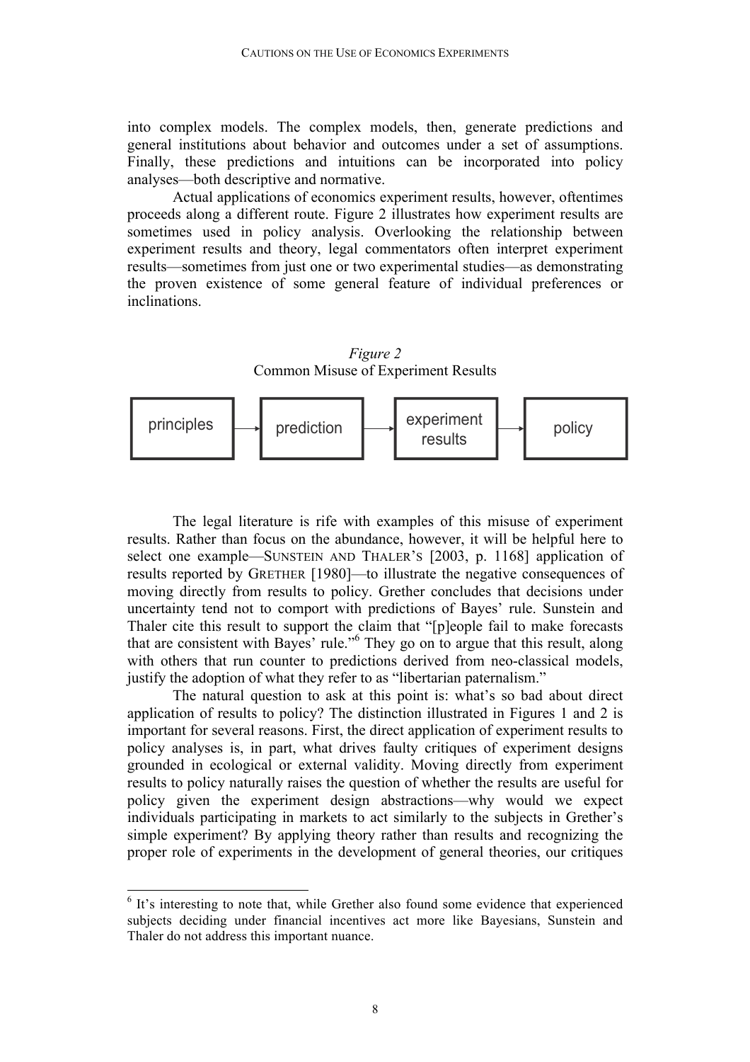into complex models. The complex models, then, generate predictions and general institutions about behavior and outcomes under a set of assumptions. Finally, these predictions and intuitions can be incorporated into policy analyses—both descriptive and normative.

Actual applications of economics experiment results, however, oftentimes proceeds along a different route. Figure 2 illustrates how experiment results are sometimes used in policy analysis. Overlooking the relationship between experiment results and theory, legal commentators often interpret experiment results—sometimes from just one or two experimental studies—as demonstrating the proven existence of some general feature of individual preferences or inclinations.

*Figure 2*
Common Misuse of Experiment Results

principles → prediction → experiment results → policy

The legal literature is rife with examples of this misuse of experiment results. Rather than focus on the abundance, however, it will be helpful here to select one example—SUNSTEIN AND THALER'S [2003, p. 1168] application of results reported by GRETHER [1980]—to illustrate the negative consequences of moving directly from results to policy. Grether concludes that decisions under uncertainty tend not to comport with predictions of Bayes' rule. Sunstein and Thaler cite this result to support the claim that "[p]eople fail to make forecasts that are consistent with Bayes' rule."[6] They go on to argue that this result, along with others that run counter to predictions derived from neo-classical models, justify the adoption of what they refer to as "libertarian paternalism."

The natural question to ask at this point is: what's so bad about direct application of results to policy? The distinction illustrated in Figures 1 and 2 is important for several reasons. First, the direct application of experiment results to policy analyses is, in part, what drives faulty critiques of experiment designs grounded in ecological or external validity. Moving directly from experiment results to policy naturally raises the question of whether the results are useful for policy given the experiment design abstractions—why would we expect individuals participating in markets to act similarly to the subjects in Grether's simple experiment? By applying theory rather than results and recognizing the proper role of experiments in the development of general theories, our critiques

[6] It's interesting to note that, while Grether also found some evidence that experienced subjects deciding under financial incentives act more like Bayesians, Sunstein and Thaler do not address this important nuance.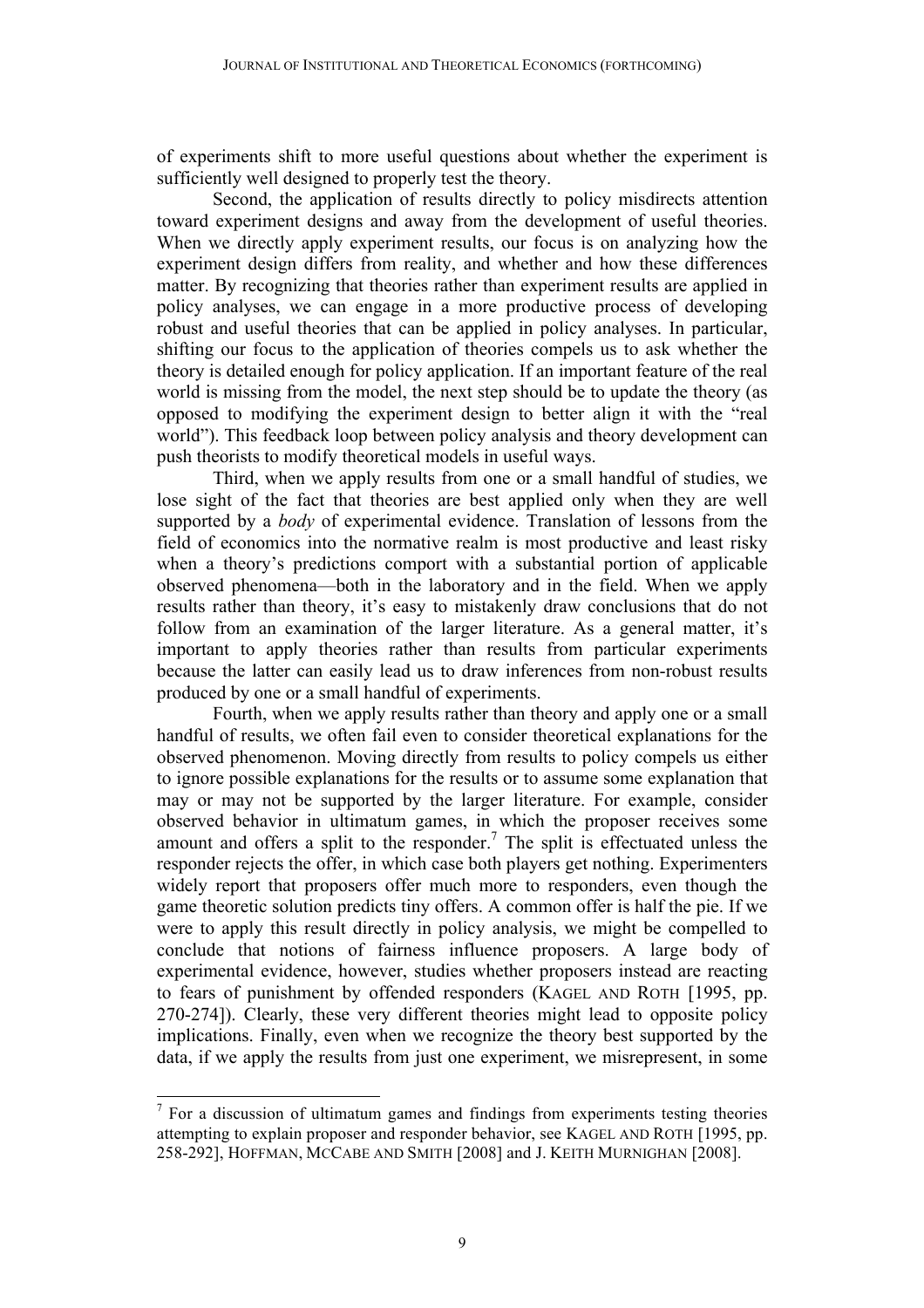of experiments shift to more useful questions about whether the experiment is sufficiently well designed to properly test the theory.

Second, the application of results directly to policy misdirects attention toward experiment designs and away from the development of useful theories. When we directly apply experiment results, our focus is on analyzing how the experiment design differs from reality, and whether and how these differences matter. By recognizing that theories rather than experiment results are applied in policy analyses, we can engage in a more productive process of developing robust and useful theories that can be applied in policy analyses. In particular, shifting our focus to the application of theories compels us to ask whether the theory is detailed enough for policy application. If an important feature of the real world is missing from the model, the next step should be to update the theory (as opposed to modifying the experiment design to better align it with the "real world"). This feedback loop between policy analysis and theory development can push theorists to modify theoretical models in useful ways.

Third, when we apply results from one or a small handful of studies, we lose sight of the fact that theories are best applied only when they are well supported by a *body* of experimental evidence. Translation of lessons from the field of economics into the normative realm is most productive and least risky when a theory's predictions comport with a substantial portion of applicable observed phenomena—both in the laboratory and in the field. When we apply results rather than theory, it's easy to mistakenly draw conclusions that do not follow from an examination of the larger literature. As a general matter, it's important to apply theories rather than results from particular experiments because the latter can easily lead us to draw inferences from non-robust results produced by one or a small handful of experiments.

Fourth, when we apply results rather than theory and apply one or a small handful of results, we often fail even to consider theoretical explanations for the observed phenomenon. Moving directly from results to policy compels us either to ignore possible explanations for the results or to assume some explanation that may or may not be supported by the larger literature. For example, consider observed behavior in ultimatum games, in which the proposer receives some amount and offers a split to the responder.[7] The split is effectuated unless the responder rejects the offer, in which case both players get nothing. Experimenters widely report that proposers offer much more to responders, even though the game theoretic solution predicts tiny offers. A common offer is half the pie. If we were to apply this result directly in policy analysis, we might be compelled to conclude that notions of fairness influence proposers. A large body of experimental evidence, however, studies whether proposers instead are reacting to fears of punishment by offended responders (KAGEL AND ROTH [1995, pp. 270-274]). Clearly, these very different theories might lead to opposite policy implications. Finally, even when we recognize the theory best supported by the data, if we apply the results from just one experiment, we misrepresent, in some

[7] For a discussion of ultimatum games and findings from experiments testing theories attempting to explain proposer and responder behavior, see KAGEL AND ROTH [1995, pp. 258-292], HOFFMAN, MCCABE AND SMITH [2008] and J. KEITH MURNIGHAN [2008].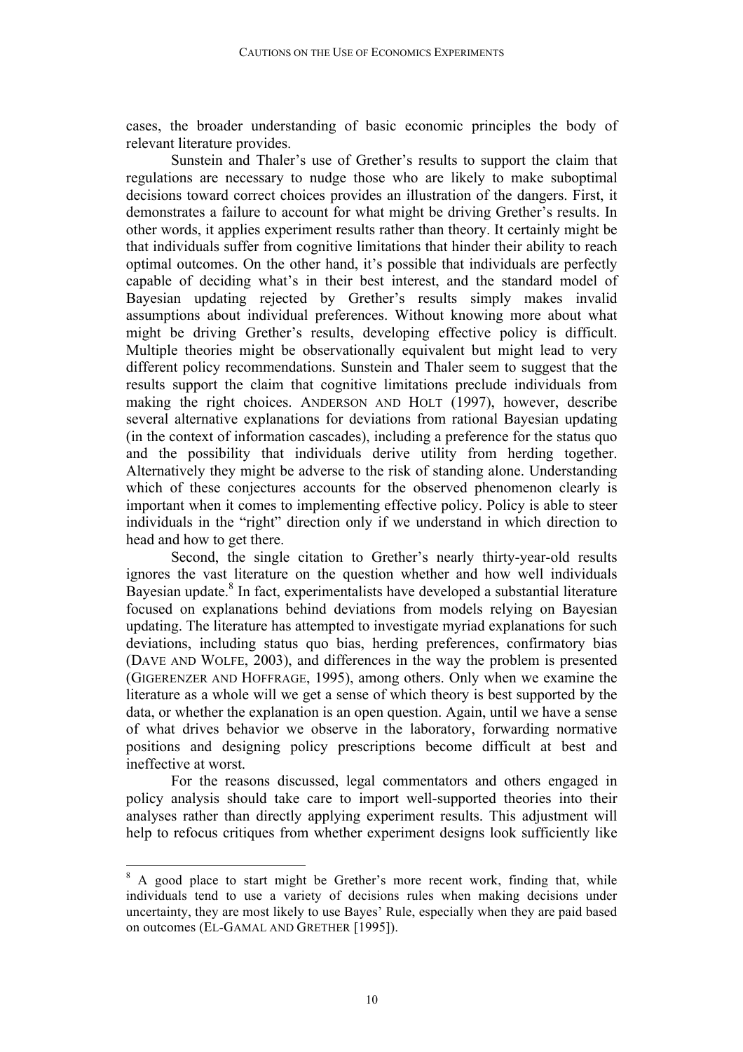cases, the broader understanding of basic economic principles the body of relevant literature provides.

Sunstein and Thaler's use of Grether's results to support the claim that regulations are necessary to nudge those who are likely to make suboptimal decisions toward correct choices provides an illustration of the dangers. First, it demonstrates a failure to account for what might be driving Grether's results. In other words, it applies experiment results rather than theory. It certainly might be that individuals suffer from cognitive limitations that hinder their ability to reach optimal outcomes. On the other hand, it's possible that individuals are perfectly capable of deciding what's in their best interest, and the standard model of Bayesian updating rejected by Grether's results simply makes invalid assumptions about individual preferences. Without knowing more about what might be driving Grether's results, developing effective policy is difficult. Multiple theories might be observationally equivalent but might lead to very different policy recommendations. Sunstein and Thaler seem to suggest that the results support the claim that cognitive limitations preclude individuals from making the right choices. ANDERSON AND HOLT (1997), however, describe several alternative explanations for deviations from rational Bayesian updating (in the context of information cascades), including a preference for the status quo and the possibility that individuals derive utility from herding together. Alternatively they might be adverse to the risk of standing alone. Understanding which of these conjectures accounts for the observed phenomenon clearly is important when it comes to implementing effective policy. Policy is able to steer individuals in the "right" direction only if we understand in which direction to head and how to get there.

Second, the single citation to Grether's nearly thirty-year-old results ignores the vast literature on the question whether and how well individuals Bayesian update.[8] In fact, experimentalists have developed a substantial literature focused on explanations behind deviations from models relying on Bayesian updating. The literature has attempted to investigate myriad explanations for such deviations, including status quo bias, herding preferences, confirmatory bias (DAVE AND WOLFE, 2003), and differences in the way the problem is presented (GIGERENZER AND HOFFRAGE, 1995), among others. Only when we examine the literature as a whole will we get a sense of which theory is best supported by the data, or whether the explanation is an open question. Again, until we have a sense of what drives behavior we observe in the laboratory, forwarding normative positions and designing policy prescriptions become difficult at best and ineffective at worst.

For the reasons discussed, legal commentators and others engaged in policy analysis should take care to import well-supported theories into their analyses rather than directly applying experiment results. This adjustment will help to refocus critiques from whether experiment designs look sufficiently like

[8] A good place to start might be Grether's more recent work, finding that, while individuals tend to use a variety of decisions rules when making decisions under uncertainty, they are most likely to use Bayes' Rule, especially when they are paid based on outcomes (EL-GAMAL AND GRETHER [1995]).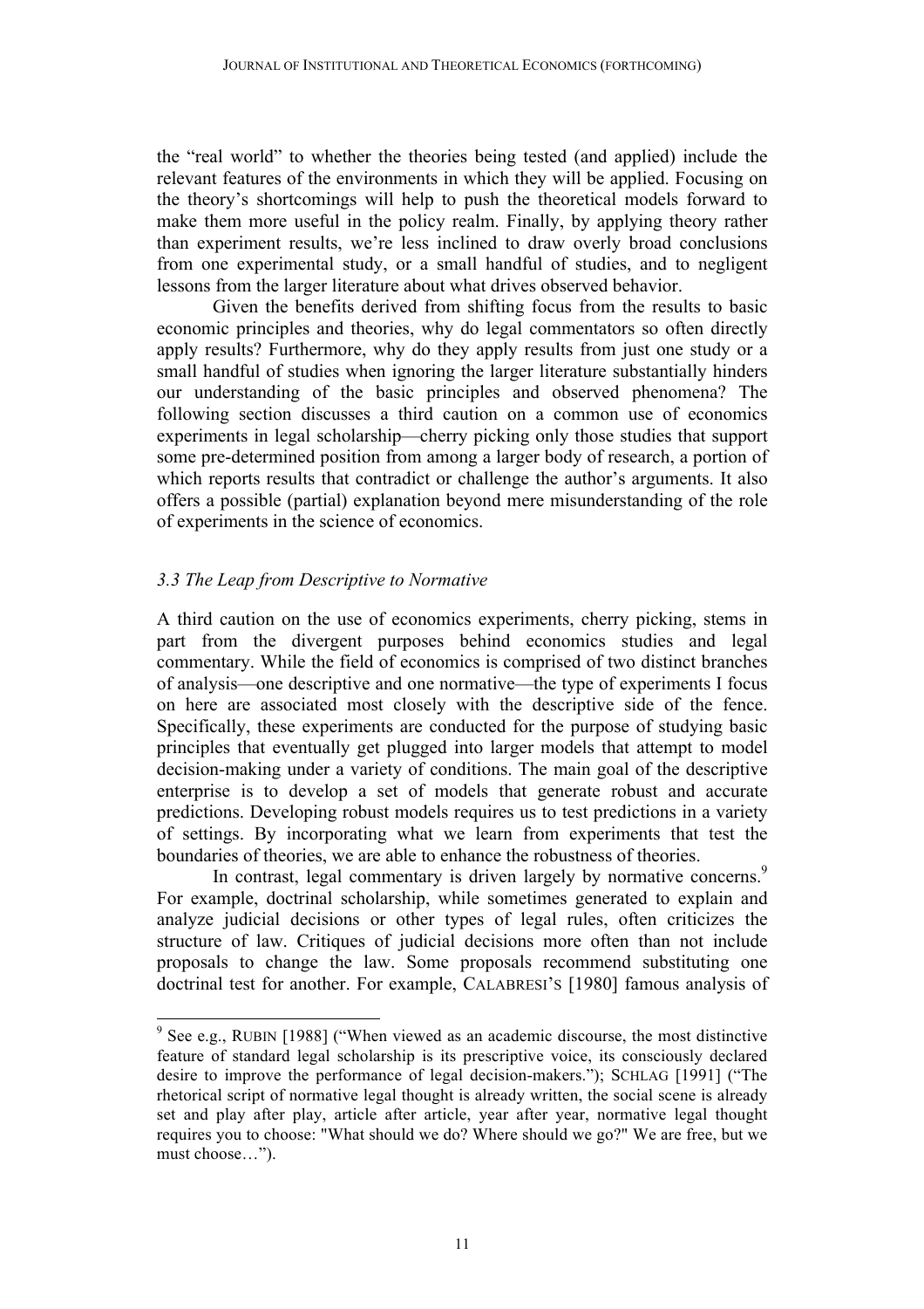the "real world" to whether the theories being tested (and applied) include the relevant features of the environments in which they will be applied. Focusing on the theory's shortcomings will help to push the theoretical models forward to make them more useful in the policy realm. Finally, by applying theory rather than experiment results, we're less inclined to draw overly broad conclusions from one experimental study, or a small handful of studies, and to negligent lessons from the larger literature about what drives observed behavior.

Given the benefits derived from shifting focus from the results to basic economic principles and theories, why do legal commentators so often directly apply results? Furthermore, why do they apply results from just one study or a small handful of studies when ignoring the larger literature substantially hinders our understanding of the basic principles and observed phenomena? The following section discusses a third caution on a common use of economics experiments in legal scholarship—cherry picking only those studies that support some pre-determined position from among a larger body of research, a portion of which reports results that contradict or challenge the author's arguments. It also offers a possible (partial) explanation beyond mere misunderstanding of the role of experiments in the science of economics.

### *3.3 The Leap from Descriptive to Normative*

A third caution on the use of economics experiments, cherry picking, stems in part from the divergent purposes behind economics studies and legal commentary. While the field of economics is comprised of two distinct branches of analysis—one descriptive and one normative—the type of experiments I focus on here are associated most closely with the descriptive side of the fence. Specifically, these experiments are conducted for the purpose of studying basic principles that eventually get plugged into larger models that attempt to model decision-making under a variety of conditions. The main goal of the descriptive enterprise is to develop a set of models that generate robust and accurate predictions. Developing robust models requires us to test predictions in a variety of settings. By incorporating what we learn from experiments that test the boundaries of theories, we are able to enhance the robustness of theories.

In contrast, legal commentary is driven largely by normative concerns.[9] For example, doctrinal scholarship, while sometimes generated to explain and analyze judicial decisions or other types of legal rules, often criticizes the structure of law. Critiques of judicial decisions more often than not include proposals to change the law. Some proposals recommend substituting one doctrinal test for another. For example, CALABRESI'S [1980] famous analysis of

---

[9] See e.g., RUBIN [1988] ("When viewed as an academic discourse, the most distinctive feature of standard legal scholarship is its prescriptive voice, its consciously declared desire to improve the performance of legal decision-makers."); SCHLAG [1991] ("The rhetorical script of normative legal thought is already written, the social scene is already set and play after play, article after article, year after year, normative legal thought requires you to choose: "What should we do? Where should we go?" We are free, but we must choose…").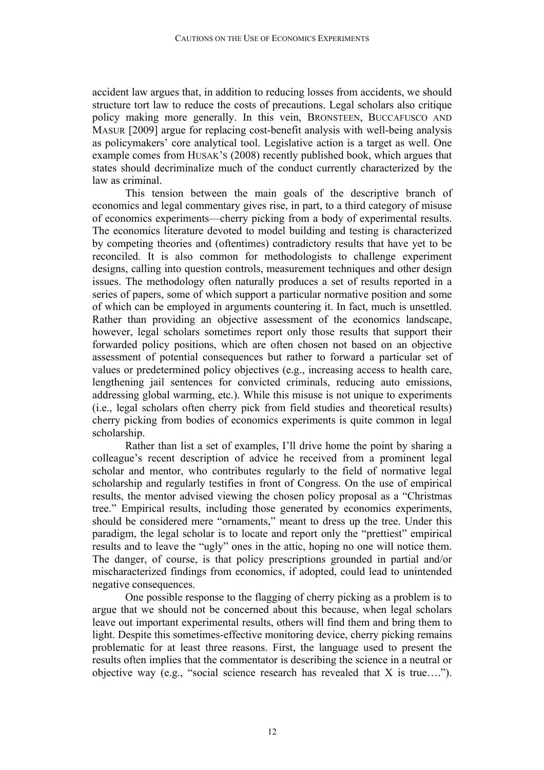accident law argues that, in addition to reducing losses from accidents, we should structure tort law to reduce the costs of precautions. Legal scholars also critique policy making more generally. In this vein, BRONSTEEN, BUCCAFUSCO AND MASUR [2009] argue for replacing cost-benefit analysis with well-being analysis as policymakers' core analytical tool. Legislative action is a target as well. One example comes from HUSAK'S (2008) recently published book, which argues that states should decriminalize much of the conduct currently characterized by the law as criminal.

This tension between the main goals of the descriptive branch of economics and legal commentary gives rise, in part, to a third category of misuse of economics experiments—cherry picking from a body of experimental results. The economics literature devoted to model building and testing is characterized by competing theories and (oftentimes) contradictory results that have yet to be reconciled. It is also common for methodologists to challenge experiment designs, calling into question controls, measurement techniques and other design issues. The methodology often naturally produces a set of results reported in a series of papers, some of which support a particular normative position and some of which can be employed in arguments countering it. In fact, much is unsettled. Rather than providing an objective assessment of the economics landscape, however, legal scholars sometimes report only those results that support their forwarded policy positions, which are often chosen not based on an objective assessment of potential consequences but rather to forward a particular set of values or predetermined policy objectives (e.g., increasing access to health care, lengthening jail sentences for convicted criminals, reducing auto emissions, addressing global warming, etc.). While this misuse is not unique to experiments (i.e., legal scholars often cherry pick from field studies and theoretical results) cherry picking from bodies of economics experiments is quite common in legal scholarship.

Rather than list a set of examples, I'll drive home the point by sharing a colleague's recent description of advice he received from a prominent legal scholar and mentor, who contributes regularly to the field of normative legal scholarship and regularly testifies in front of Congress. On the use of empirical results, the mentor advised viewing the chosen policy proposal as a "Christmas tree." Empirical results, including those generated by economics experiments, should be considered mere "ornaments," meant to dress up the tree. Under this paradigm, the legal scholar is to locate and report only the "prettiest" empirical results and to leave the "ugly" ones in the attic, hoping no one will notice them. The danger, of course, is that policy prescriptions grounded in partial and/or mischaracterized findings from economics, if adopted, could lead to unintended negative consequences.

One possible response to the flagging of cherry picking as a problem is to argue that we should not be concerned about this because, when legal scholars leave out important experimental results, others will find them and bring them to light. Despite this sometimes-effective monitoring device, cherry picking remains problematic for at least three reasons. First, the language used to present the results often implies that the commentator is describing the science in a neutral or objective way (e.g., "social science research has revealed that X is true….").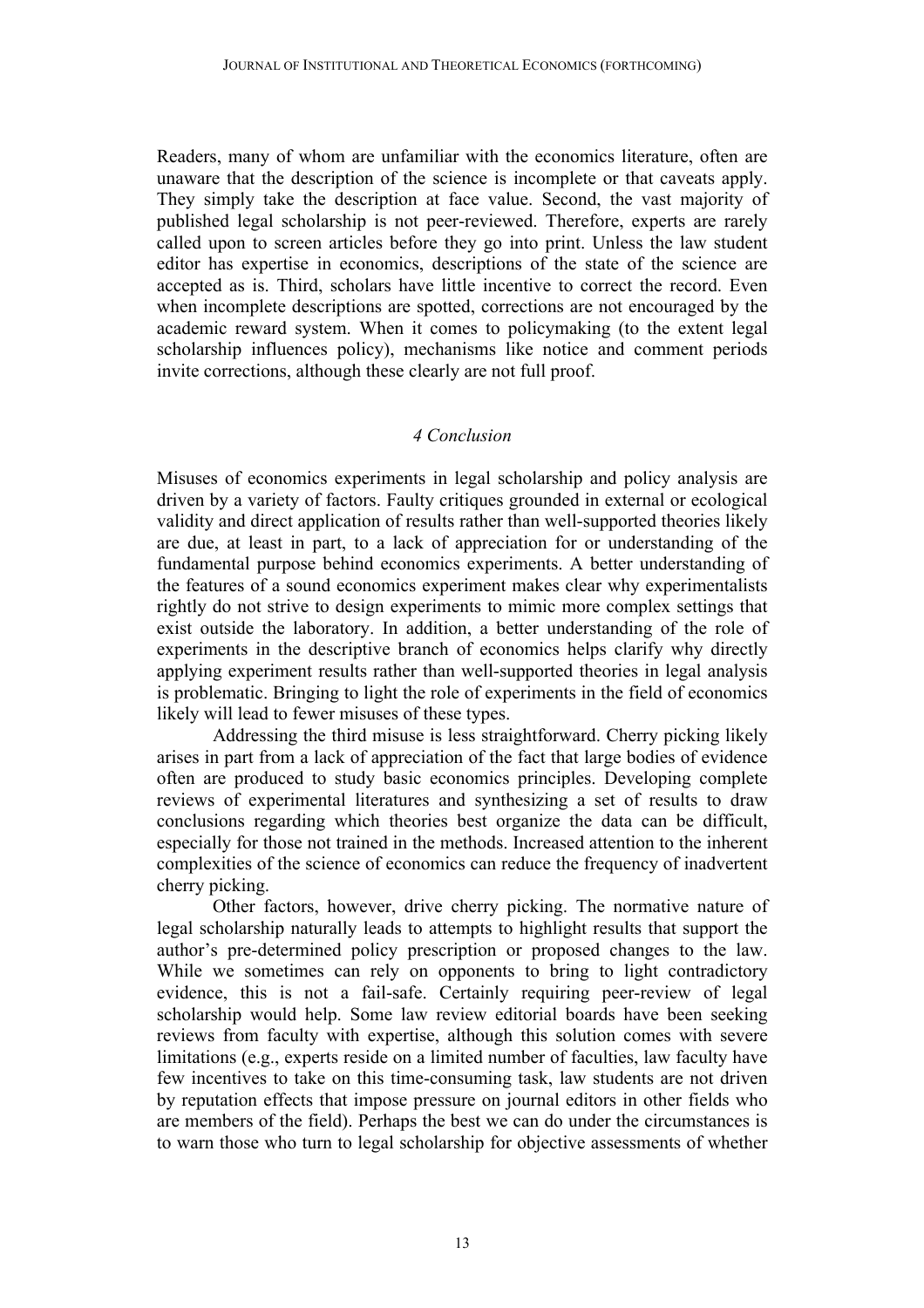Readers, many of whom are unfamiliar with the economics literature, often are unaware that the description of the science is incomplete or that caveats apply. They simply take the description at face value. Second, the vast majority of published legal scholarship is not peer-reviewed. Therefore, experts are rarely called upon to screen articles before they go into print. Unless the law student editor has expertise in economics, descriptions of the state of the science are accepted as is. Third, scholars have little incentive to correct the record. Even when incomplete descriptions are spotted, corrections are not encouraged by the academic reward system. When it comes to policymaking (to the extent legal scholarship influences policy), mechanisms like notice and comment periods invite corrections, although these clearly are not full proof.

## *4 Conclusion*

Misuses of economics experiments in legal scholarship and policy analysis are driven by a variety of factors. Faulty critiques grounded in external or ecological validity and direct application of results rather than well-supported theories likely are due, at least in part, to a lack of appreciation for or understanding of the fundamental purpose behind economics experiments. A better understanding of the features of a sound economics experiment makes clear why experimentalists rightly do not strive to design experiments to mimic more complex settings that exist outside the laboratory. In addition, a better understanding of the role of experiments in the descriptive branch of economics helps clarify why directly applying experiment results rather than well-supported theories in legal analysis is problematic. Bringing to light the role of experiments in the field of economics likely will lead to fewer misuses of these types.

Addressing the third misuse is less straightforward. Cherry picking likely arises in part from a lack of appreciation of the fact that large bodies of evidence often are produced to study basic economics principles. Developing complete reviews of experimental literatures and synthesizing a set of results to draw conclusions regarding which theories best organize the data can be difficult, especially for those not trained in the methods. Increased attention to the inherent complexities of the science of economics can reduce the frequency of inadvertent cherry picking.

Other factors, however, drive cherry picking. The normative nature of legal scholarship naturally leads to attempts to highlight results that support the author's pre-determined policy prescription or proposed changes to the law. While we sometimes can rely on opponents to bring to light contradictory evidence, this is not a fail-safe. Certainly requiring peer-review of legal scholarship would help. Some law review editorial boards have been seeking reviews from faculty with expertise, although this solution comes with severe limitations (e.g., experts reside on a limited number of faculties, law faculty have few incentives to take on this time-consuming task, law students are not driven by reputation effects that impose pressure on journal editors in other fields who are members of the field). Perhaps the best we can do under the circumstances is to warn those who turn to legal scholarship for objective assessments of whether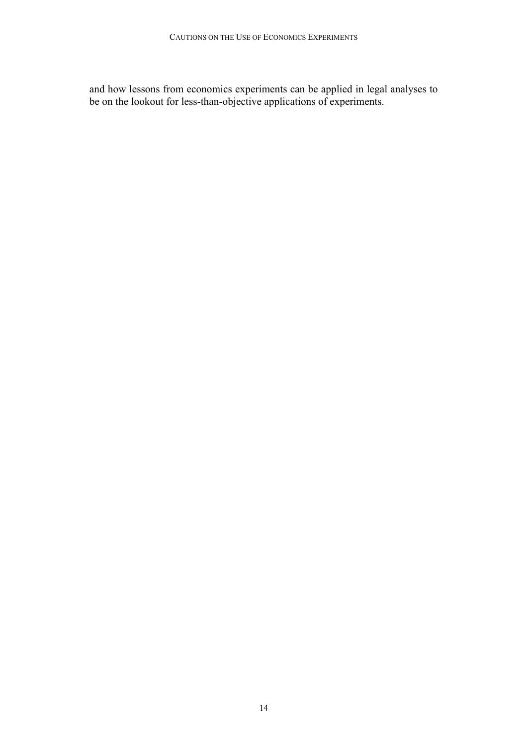and how lessons from economics experiments can be applied in legal analyses to be on the lookout for less-than-objective applications of experiments.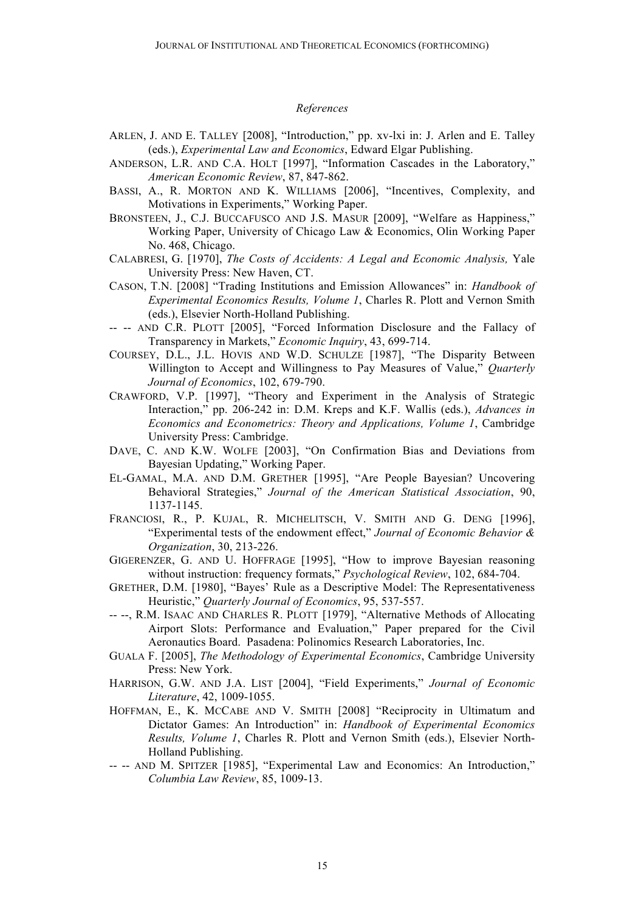*References*

ARLEN, J. AND E. TALLEY [2008], "Introduction," pp. xv-lxi in: J. Arlen and E. Talley (eds.), *Experimental Law and Economics*, Edward Elgar Publishing.

ANDERSON, L.R. AND C.A. HOLT [1997], "Information Cascades in the Laboratory," *American Economic Review*, 87, 847-862.

BASSI, A., R. MORTON AND K. WILLIAMS [2006], "Incentives, Complexity, and Motivations in Experiments," Working Paper.

BRONSTEEN, J., C.J. BUCCAFUSCO AND J.S. MASUR [2009], "Welfare as Happiness," Working Paper, University of Chicago Law & Economics, Olin Working Paper No. 468, Chicago.

CALABRESI, G. [1970], *The Costs of Accidents: A Legal and Economic Analysis,* Yale University Press: New Haven, CT.

CASON, T.N. [2008] "Trading Institutions and Emission Allowances" in: *Handbook of Experimental Economics Results, Volume 1*, Charles R. Plott and Vernon Smith (eds.), Elsevier North-Holland Publishing.

-- -- AND C.R. PLOTT [2005], "Forced Information Disclosure and the Fallacy of Transparency in Markets," *Economic Inquiry*, 43, 699-714.

COURSEY, D.L., J.L. HOVIS AND W.D. SCHULZE [1987], "The Disparity Between Willington to Accept and Willingness to Pay Measures of Value," *Quarterly Journal of Economics*, 102, 679-790.

CRAWFORD, V.P. [1997], "Theory and Experiment in the Analysis of Strategic Interaction," pp. 206-242 in: D.M. Kreps and K.F. Wallis (eds.), *Advances in Economics and Econometrics: Theory and Applications, Volume 1*, Cambridge University Press: Cambridge.

DAVE, C. AND K.W. WOLFE [2003], "On Confirmation Bias and Deviations from Bayesian Updating," Working Paper.

EL-GAMAL, M.A. AND D.M. GRETHER [1995], "Are People Bayesian? Uncovering Behavioral Strategies," *Journal of the American Statistical Association*, 90, 1137-1145.

FRANCIOSI, R., P. KUJAL, R. MICHELITSCH, V. SMITH AND G. DENG [1996], "Experimental tests of the endowment effect," *Journal of Economic Behavior & Organization*, 30, 213-226.

GIGERENZER, G. AND U. HOFFRAGE [1995], "How to improve Bayesian reasoning without instruction: frequency formats," *Psychological Review*, 102, 684-704.

GRETHER, D.M. [1980], "Bayes' Rule as a Descriptive Model: The Representativeness Heuristic," *Quarterly Journal of Economics*, 95, 537-557.

-- --, R.M. ISAAC AND CHARLES R. PLOTT [1979], "Alternative Methods of Allocating Airport Slots: Performance and Evaluation," Paper prepared for the Civil Aeronautics Board. Pasadena: Polinomics Research Laboratories, Inc.

GUALA F. [2005], *The Methodology of Experimental Economics*, Cambridge University Press: New York.

HARRISON, G.W. AND J.A. LIST [2004], "Field Experiments," *Journal of Economic Literature*, 42, 1009-1055.

HOFFMAN, E., K. MCCABE AND V. SMITH [2008] "Reciprocity in Ultimatum and Dictator Games: An Introduction" in: *Handbook of Experimental Economics Results, Volume 1*, Charles R. Plott and Vernon Smith (eds.), Elsevier North-Holland Publishing.

-- -- AND M. SPITZER [1985], "Experimental Law and Economics: An Introduction," *Columbia Law Review*, 85, 1009-13.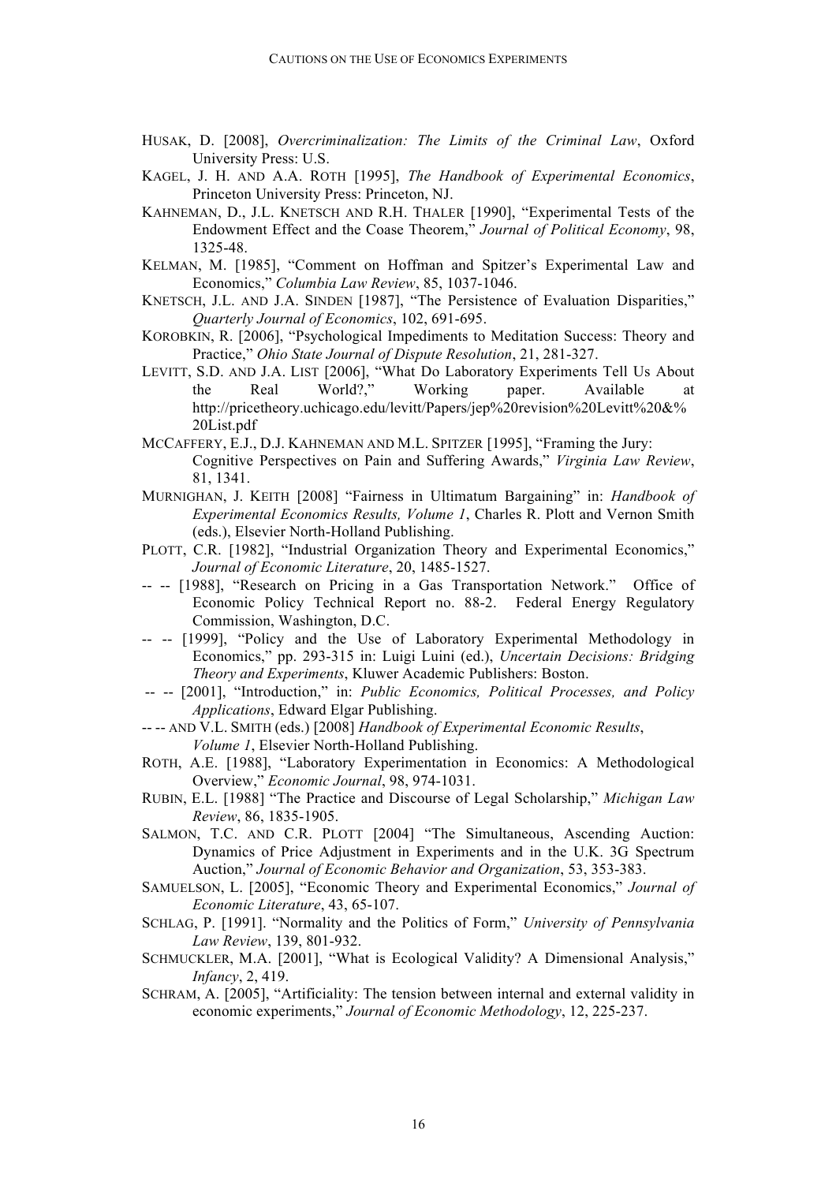HUSAK, D. [2008], *Overcriminalization: The Limits of the Criminal Law*, Oxford University Press: U.S.

KAGEL, J. H. AND A.A. ROTH [1995], *The Handbook of Experimental Economics*, Princeton University Press: Princeton, NJ.

KAHNEMAN, D., J.L. KNETSCH AND R.H. THALER [1990], "Experimental Tests of the Endowment Effect and the Coase Theorem," *Journal of Political Economy*, 98, 1325-48.

KELMAN, M. [1985], "Comment on Hoffman and Spitzer's Experimental Law and Economics," *Columbia Law Review*, 85, 1037-1046.

KNETSCH, J.L. AND J.A. SINDEN [1987], "The Persistence of Evaluation Disparities," *Quarterly Journal of Economics*, 102, 691-695.

KOROBKIN, R. [2006], "Psychological Impediments to Meditation Success: Theory and Practice," *Ohio State Journal of Dispute Resolution*, 21, 281-327.

LEVITT, S.D. AND J.A. LIST [2006], "What Do Laboratory Experiments Tell Us About the Real World?," Working paper. Available at http://pricetheory.uchicago.edu/levitt/Papers/jep%20revision%20Levitt%20&%20List.pdf

MCCAFFERY, E.J., D.J. KAHNEMAN AND M.L. SPITZER [1995], "Framing the Jury: Cognitive Perspectives on Pain and Suffering Awards," *Virginia Law Review*, 81, 1341.

MURNIGHAN, J. KEITH [2008] "Fairness in Ultimatum Bargaining" in: *Handbook of Experimental Economics Results, Volume 1*, Charles R. Plott and Vernon Smith (eds.), Elsevier North-Holland Publishing.

PLOTT, C.R. [1982], "Industrial Organization Theory and Experimental Economics," *Journal of Economic Literature*, 20, 1485-1527.

-- -- [1988], "Research on Pricing in a Gas Transportation Network." Office of Economic Policy Technical Report no. 88-2. Federal Energy Regulatory Commission, Washington, D.C.

-- -- [1999], "Policy and the Use of Laboratory Experimental Methodology in Economics," pp. 293-315 in: Luigi Luini (ed.), *Uncertain Decisions: Bridging Theory and Experiments*, Kluwer Academic Publishers: Boston.

-- -- [2001], "Introduction," in: *Public Economics, Political Processes, and Policy Applications*, Edward Elgar Publishing.

-- -- AND V.L. SMITH (eds.) [2008] *Handbook of Experimental Economic Results, Volume 1*, Elsevier North-Holland Publishing.

ROTH, A.E. [1988], "Laboratory Experimentation in Economics: A Methodological Overview," *Economic Journal*, 98, 974-1031.

RUBIN, E.L. [1988] "The Practice and Discourse of Legal Scholarship," *Michigan Law Review*, 86, 1835-1905.

SALMON, T.C. AND C.R. PLOTT [2004] "The Simultaneous, Ascending Auction: Dynamics of Price Adjustment in Experiments and in the U.K. 3G Spectrum Auction," *Journal of Economic Behavior and Organization*, 53, 353-383.

SAMUELSON, L. [2005], "Economic Theory and Experimental Economics," *Journal of Economic Literature*, 43, 65-107.

SCHLAG, P. [1991]. "Normality and the Politics of Form," *University of Pennsylvania Law Review*, 139, 801-932.

SCHMUCKLER, M.A. [2001], "What is Ecological Validity? A Dimensional Analysis," *Infancy*, 2, 419.

SCHRAM, A. [2005], "Artificiality: The tension between internal and external validity in economic experiments," *Journal of Economic Methodology*, 12, 225-237.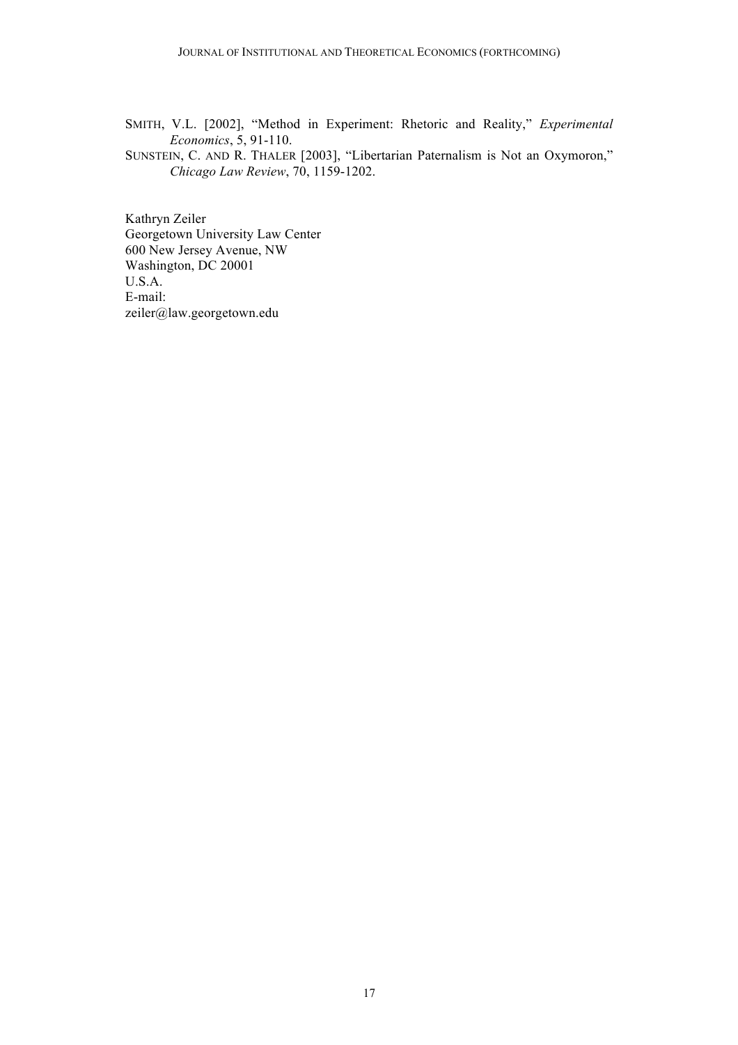SMITH, V.L. [2002], "Method in Experiment: Rhetoric and Reality," *Experimental Economics*, 5, 91-110.

SUNSTEIN, C. AND R. THALER [2003], "Libertarian Paternalism is Not an Oxymoron," *Chicago Law Review*, 70, 1159-1202.

Kathryn Zeiler
Georgetown University Law Center
600 New Jersey Avenue, NW
Washington, DC 20001
U.S.A.
E-mail:
zeiler@law.georgetown.edu